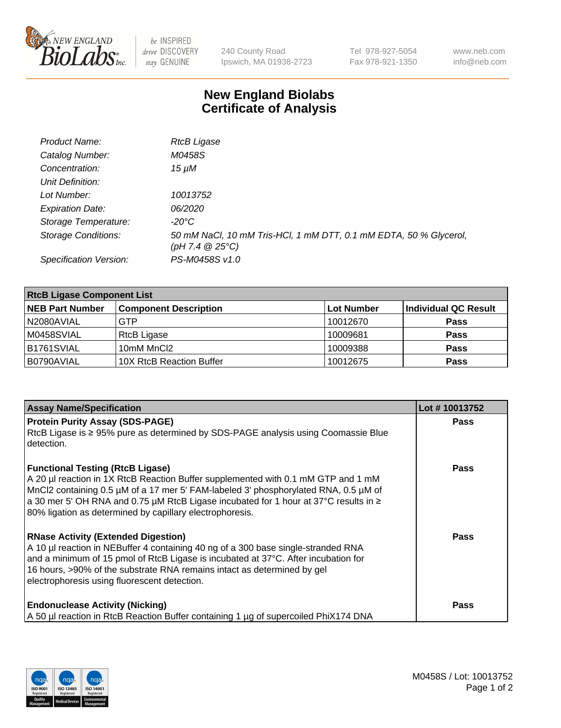# New England Biolabs
# Certificate of Analysis

| | |
|---|---|
| *Product Name:* | *RtcB Ligase* |
| *Catalog Number:* | *M0458S* |
| *Concentration:* | *15 µM* |
| *Unit Definition:* | |
| *Lot Number:* | *10013752* |
| *Expiration Date:* | *06/2020* |
| *Storage Temperature:* | *-20°C* |
| *Storage Conditions:* | *50 mM NaCl, 10 mM Tris-HCl, 1 mM DTT, 0.1 mM EDTA, 50 % Glycerol, (pH 7.4 @ 25°C)* |
| *Specification Version:* | *PS-M0458S v1.0* |

| RtcB Ligase Component List | | | |
|---|---|---|---|
| **NEB Part Number** | **Component Description** | **Lot Number** | **Individual QC Result** |
| N2080AVIAL | GTP | 10012670 | **Pass** |
| M0458SVIAL | RtcB Ligase | 10009681 | **Pass** |
| B1761SVIAL | 10mM MnCl2 | 10009388 | **Pass** |
| B0790AVIAL | 10X RtcB Reaction Buffer | 10012675 | **Pass** |

| Assay Name/Specification | Lot # 10013752 |
|---|---|
| **Protein Purity Assay (SDS-PAGE)**<br>RtcB Ligase is ≥ 95% pure as determined by SDS-PAGE analysis using Coomassie Blue detection. | **Pass** |
| **Functional Testing (RtcB Ligase)**<br>A 20 µl reaction in 1X RtcB Reaction Buffer supplemented with 0.1 mM GTP and 1 mM MnCl2 containing 0.5 µM of a 17 mer 5' FAM-labeled 3' phosphorylated RNA, 0.5 µM of a 30 mer 5' OH RNA and 0.75 µM RtcB Ligase incubated for 1 hour at 37°C results in ≥ 80% ligation as determined by capillary electrophoresis. | **Pass** |
| **RNase Activity (Extended Digestion)**<br>A 10 µl reaction in NEBuffer 4 containing 40 ng of a 300 base single-stranded RNA and a minimum of 15 pmol of RtcB Ligase is incubated at 37°C. After incubation for 16 hours, >90% of the substrate RNA remains intact as determined by gel electrophoresis using fluorescent detection. | **Pass** |
| **Endonuclease Activity (Nicking)**<br>A 50 µl reaction in RtcB Reaction Buffer containing 1 µg of supercoiled PhiX174 DNA | **Pass** |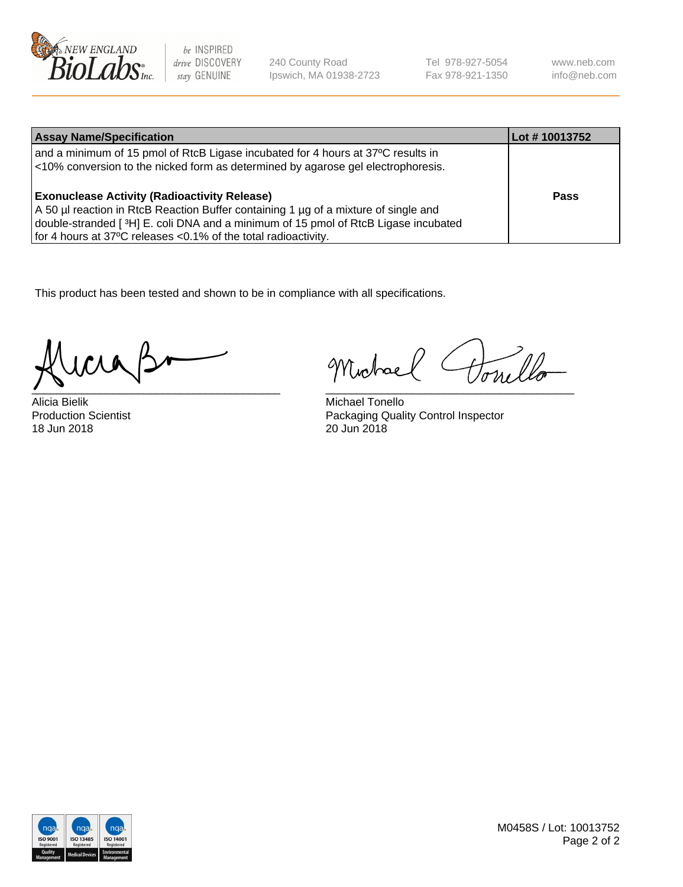| Assay Name/Specification | Lot # 10013752 |
| --- | --- |
| and a minimum of 15 pmol of RtcB Ligase incubated for 4 hours at 37ºC results in <10% conversion to the nicked form as determined by agarose gel electrophoresis. | |
| **Exonuclease Activity (Radioactivity Release)**<br>A 50 µl reaction in RtcB Reaction Buffer containing 1 µg of a mixture of single and double-stranded [ $^{3}$H] E. coli DNA and a minimum of 15 pmol of RtcB Ligase incubated for 4 hours at 37ºC releases <0.1% of the total radioactivity. | **Pass** |

This product has been tested and shown to be in compliance with all specifications.

Alicia Bielik
Production Scientist
18 Jun 2018

Michael Tonello
Packaging Quality Control Inspector
20 Jun 2018

M0458S / Lot: 10013752